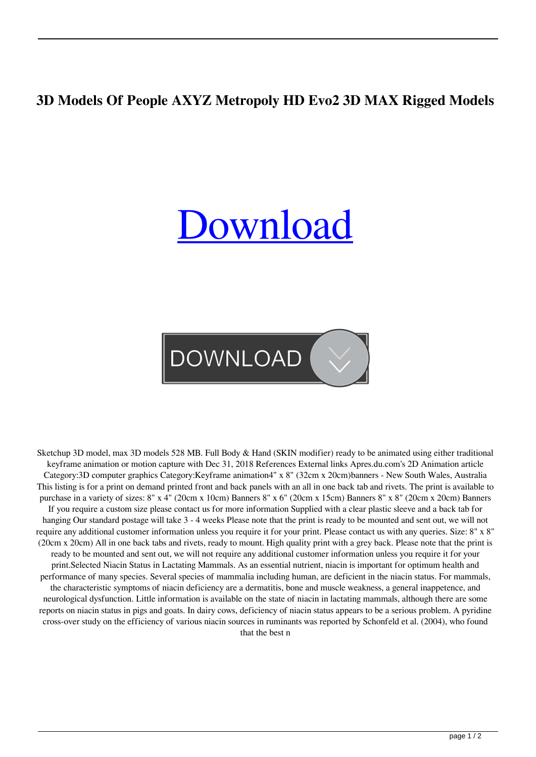# 3D Models Of People AXYZ Metropoly HD Evo2 3D MAX Rigged Models

Download

DOWNLOAD

Sketchup 3D model, max 3D models 528 MB. Full Body & Hand (SKIN modifier) ready to be animated using either traditional keyframe animation or motion capture with Dec 31, 2018 References External links Apres.du.com's 2D Animation article Category:3D computer graphics Category:Keyframe animation4" x 8" (32cm x 20cm)banners - New South Wales, Australia This listing is for a print on demand printed front and back panels with an all in one back tab and rivets. The print is available to purchase in a variety of sizes: 8" x 4" (20cm x 10cm) Banners 8" x 6" (20cm x 15cm) Banners 8" x 8" (20cm x 20cm) Banners If you require a custom size please contact us for more information Supplied with a clear plastic sleeve and a back tab for hanging Our standard postage will take 3 - 4 weeks Please note that the print is ready to be mounted and sent out, we will not require any additional customer information unless you require it for your print. Please contact us with any queries. Size: 8" x 8" (20cm x 20cm) All in one back tabs and rivets, ready to mount. High quality print with a grey back. Please note that the print is ready to be mounted and sent out, we will not require any additional customer information unless you require it for your print.Selected Niacin Status in Lactating Mammals. As an essential nutrient, niacin is important for optimum health and performance of many species. Several species of mammalia including human, are deficient in the niacin status. For mammals, the characteristic symptoms of niacin deficiency are a dermatitis, bone and muscle weakness, a general inappetence, and neurological dysfunction. Little information is available on the state of niacin in lactating mammals, although there are some reports on niacin status in pigs and goats. In dairy cows, deficiency of niacin status appears to be a serious problem. A pyridine cross-over study on the efficiency of various niacin sources in ruminants was reported by Schonfeld et al. (2004), who found that the best n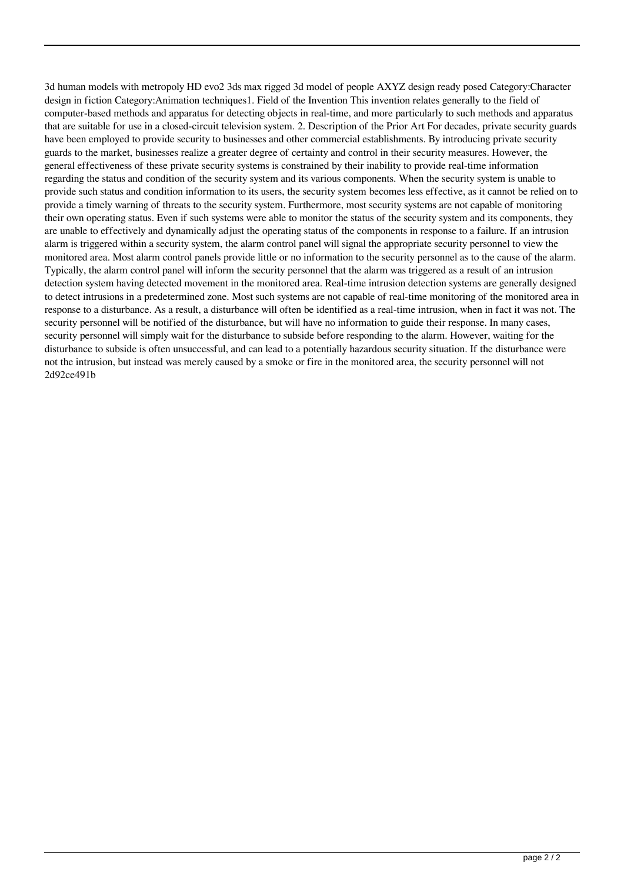3d human models with metropoly HD evo2 3ds max rigged 3d model of people AXYZ design ready posed Category:Character design in fiction Category:Animation techniques1. Field of the Invention This invention relates generally to the field of computer-based methods and apparatus for detecting objects in real-time, and more particularly to such methods and apparatus that are suitable for use in a closed-circuit television system. 2. Description of the Prior Art For decades, private security guards have been employed to provide security to businesses and other commercial establishments. By introducing private security guards to the market, businesses realize a greater degree of certainty and control in their security measures. However, the general effectiveness of these private security systems is constrained by their inability to provide real-time information regarding the status and condition of the security system and its various components. When the security system is unable to provide such status and condition information to its users, the security system becomes less effective, as it cannot be relied on to provide a timely warning of threats to the security system. Furthermore, most security systems are not capable of monitoring their own operating status. Even if such systems were able to monitor the status of the security system and its components, they are unable to effectively and dynamically adjust the operating status of the components in response to a failure. If an intrusion alarm is triggered within a security system, the alarm control panel will signal the appropriate security personnel to view the monitored area. Most alarm control panels provide little or no information to the security personnel as to the cause of the alarm. Typically, the alarm control panel will inform the security personnel that the alarm was triggered as a result of an intrusion detection system having detected movement in the monitored area. Real-time intrusion detection systems are generally designed to detect intrusions in a predetermined zone. Most such systems are not capable of real-time monitoring of the monitored area in response to a disturbance. As a result, a disturbance will often be identified as a real-time intrusion, when in fact it was not. The security personnel will be notified of the disturbance, but will have no information to guide their response. In many cases, security personnel will simply wait for the disturbance to subside before responding to the alarm. However, waiting for the disturbance to subside is often unsuccessful, and can lead to a potentially hazardous security situation. If the disturbance were not the intrusion, but instead was merely caused by a smoke or fire in the monitored area, the security personnel will not 2d92ce491b